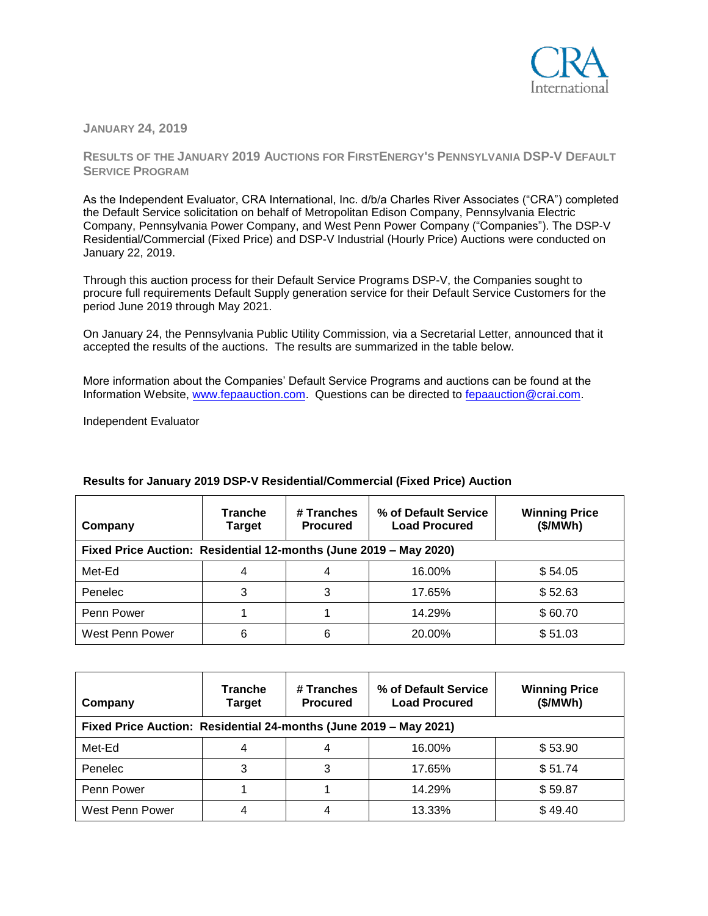**JANUARY 24, 2019**

## RESULTS OF THE JANUARY 2019 AUCTIONS FOR FIRSTENERGY'S PENNSYLVANIA DSP-V DEFAULT SERVICE PROGRAM

As the Independent Evaluator, CRA International, Inc. d/b/a Charles River Associates ("CRA") completed the Default Service solicitation on behalf of Metropolitan Edison Company, Pennsylvania Electric Company, Pennsylvania Power Company, and West Penn Power Company ("Companies"). The DSP-V Residential/Commercial (Fixed Price) and DSP-V Industrial (Hourly Price) Auctions were conducted on January 22, 2019.

Through this auction process for their Default Service Programs DSP-V, the Companies sought to procure full requirements Default Supply generation service for their Default Service Customers for the period June 2019 through May 2021.

On January 24, the Pennsylvania Public Utility Commission, via a Secretarial Letter, announced that it accepted the results of the auctions. The results are summarized in the table below.

More information about the Companies' Default Service Programs and auctions can be found at the Information Website, www.fepaauction.com. Questions can be directed to fepaauction@crai.com.

Independent Evaluator

**Results for January 2019 DSP-V Residential/Commercial (Fixed Price) Auction**

| Company | Tranche Target | # Tranches Procured | % of Default Service Load Procured | Winning Price ($/MWh) |
|---|---|---|---|---|
| **Fixed Price Auction: Residential 12-months (June 2019 – May 2020)** | | | | |
| Met-Ed | 4 | 4 | 16.00% | $ 54.05 |
| Penelec | 3 | 3 | 17.65% | $ 52.63 |
| Penn Power | 1 | 1 | 14.29% | $ 60.70 |
| West Penn Power | 6 | 6 | 20.00% | $ 51.03 |

| Company | Tranche Target | # Tranches Procured | % of Default Service Load Procured | Winning Price ($/MWh) |
|---|---|---|---|---|
| **Fixed Price Auction: Residential 24-months (June 2019 – May 2021)** | | | | |
| Met-Ed | 4 | 4 | 16.00% | $ 53.90 |
| Penelec | 3 | 3 | 17.65% | $ 51.74 |
| Penn Power | 1 | 1 | 14.29% | $ 59.87 |
| West Penn Power | 4 | 4 | 13.33% | $ 49.40 |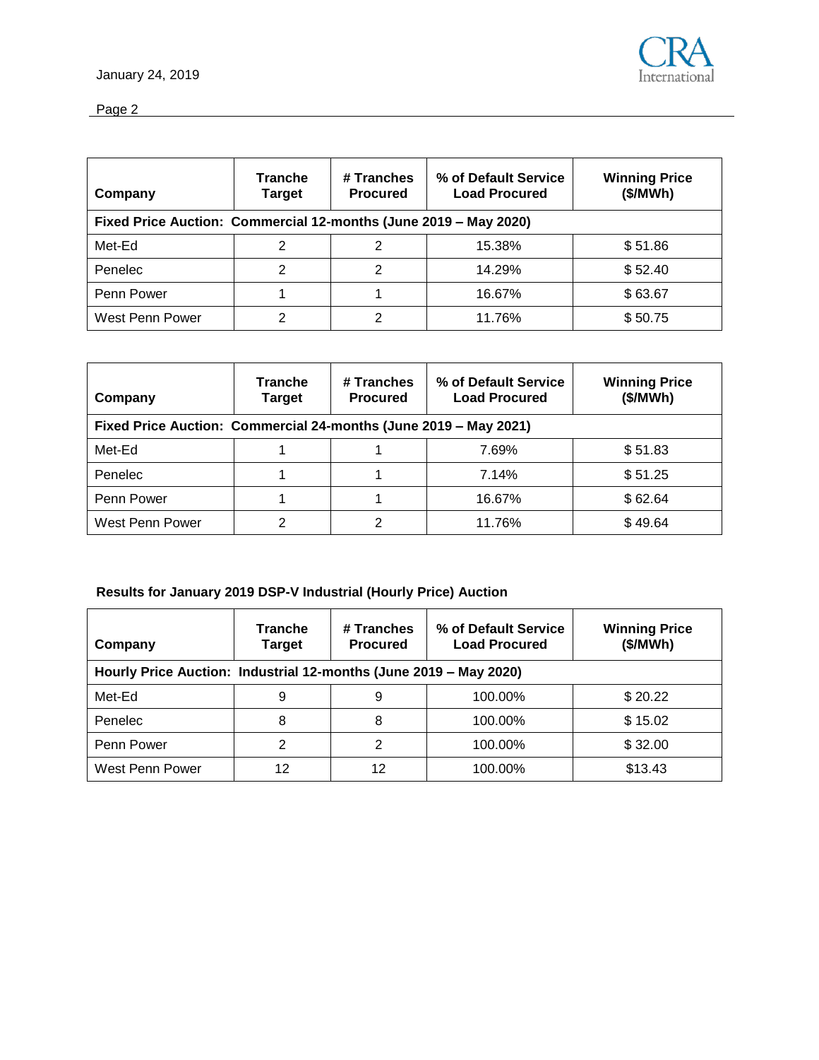| Company | Tranche Target | # Tranches Procured | % of Default Service Load Procured | Winning Price ($/MWh) |
|---|---|---|---|---|
| **Fixed Price Auction: Commercial 12-months (June 2019 – May 2020)** | | | | |
| Met-Ed | 2 | 2 | 15.38% | $ 51.86 |
| Penelec | 2 | 2 | 14.29% | $ 52.40 |
| Penn Power | 1 | 1 | 16.67% | $ 63.67 |
| West Penn Power | 2 | 2 | 11.76% | $ 50.75 |

| Company | Tranche Target | # Tranches Procured | % of Default Service Load Procured | Winning Price ($/MWh) |
|---|---|---|---|---|
| **Fixed Price Auction: Commercial 24-months (June 2019 – May 2021)** | | | | |
| Met-Ed | 1 | 1 | 7.69% | $ 51.83 |
| Penelec | 1 | 1 | 7.14% | $ 51.25 |
| Penn Power | 1 | 1 | 16.67% | $ 62.64 |
| West Penn Power | 2 | 2 | 11.76% | $ 49.64 |

**Results for January 2019 DSP-V Industrial (Hourly Price) Auction**

| Company | Tranche Target | # Tranches Procured | % of Default Service Load Procured | Winning Price ($/MWh) |
|---|---|---|---|---|
| **Hourly Price Auction: Industrial 12-months (June 2019 – May 2020)** | | | | |
| Met-Ed | 9 | 9 | 100.00% | $ 20.22 |
| Penelec | 8 | 8 | 100.00% | $ 15.02 |
| Penn Power | 2 | 2 | 100.00% | $ 32.00 |
| West Penn Power | 12 | 12 | 100.00% | $13.43 |